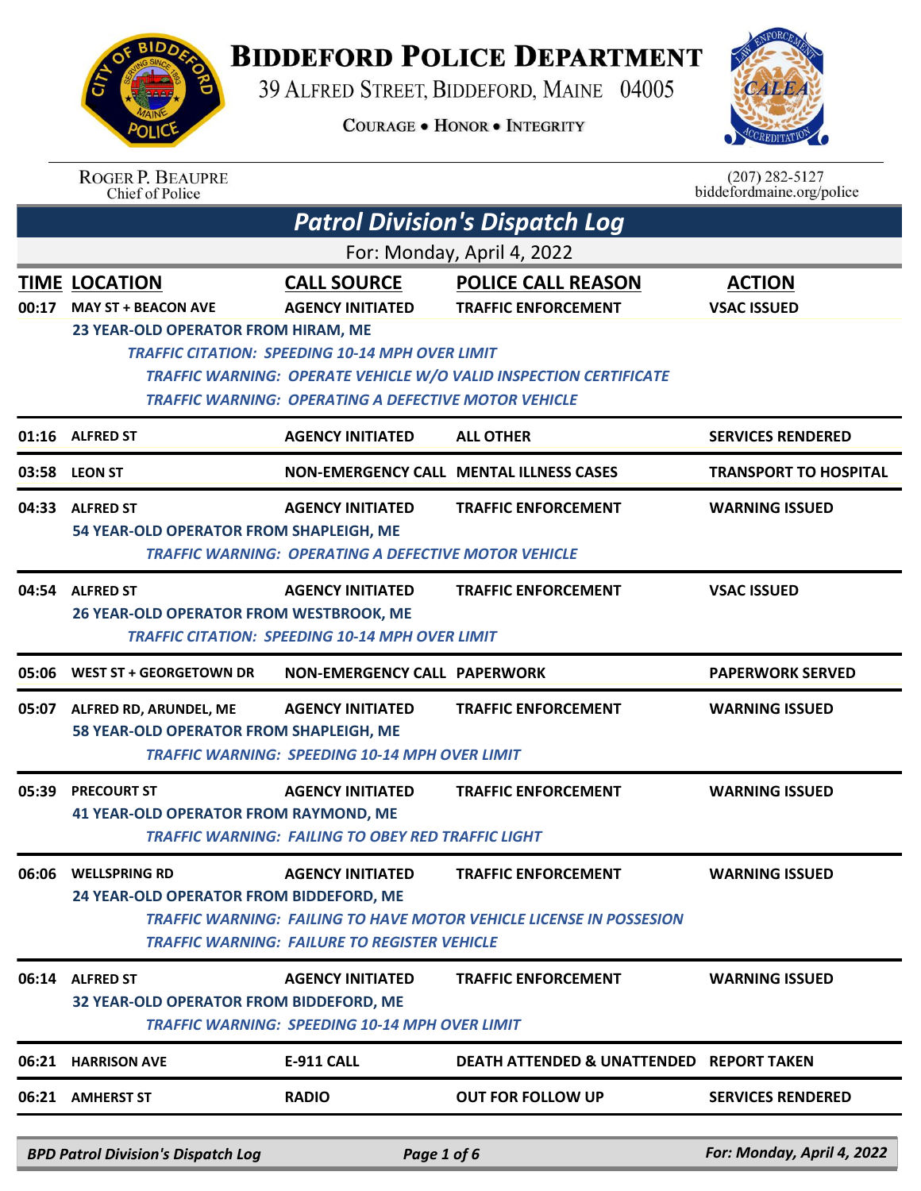# BIDDEFORD POLICE DEPARTMENT

39 ALFRED STREET, BIDDEFORD, MAINE 04005

COURAGE • HONOR • INTEGRITY

ROGER P. BEAUPRE
Chief of Police

(207) 282-5127
biddefordmaine.org/police

## *Patrol Division's Dispatch Log*

For: Monday, April 4, 2022

| TIME | LOCATION | CALL SOURCE | POLICE CALL REASON | ACTION |
|---|---|---|---|---|
| 00:17 | MAY ST + BEACON AVE | AGENCY INITIATED | TRAFFIC ENFORCEMENT | VSAC ISSUED |
| | 23 YEAR-OLD OPERATOR FROM HIRAM, ME<br>*TRAFFIC CITATION: SPEEDING 10-14 MPH OVER LIMIT*<br>*TRAFFIC WARNING: OPERATE VEHICLE W/O VALID INSPECTION CERTIFICATE*<br>*TRAFFIC WARNING: OPERATING A DEFECTIVE MOTOR VEHICLE* | | | |
| 01:16 | ALFRED ST | AGENCY INITIATED | ALL OTHER | SERVICES RENDERED |
| 03:58 | LEON ST | NON-EMERGENCY CALL | MENTAL ILLNESS CASES | TRANSPORT TO HOSPITAL |
| 04:33 | ALFRED ST | AGENCY INITIATED | TRAFFIC ENFORCEMENT | WARNING ISSUED |
| | 54 YEAR-OLD OPERATOR FROM SHAPLEIGH, ME<br>*TRAFFIC WARNING: OPERATING A DEFECTIVE MOTOR VEHICLE* | | | |
| 04:54 | ALFRED ST | AGENCY INITIATED | TRAFFIC ENFORCEMENT | VSAC ISSUED |
| | 26 YEAR-OLD OPERATOR FROM WESTBROOK, ME<br>*TRAFFIC CITATION: SPEEDING 10-14 MPH OVER LIMIT* | | | |
| 05:06 | WEST ST + GEORGETOWN DR | NON-EMERGENCY CALL | PAPERWORK | PAPERWORK SERVED |
| 05:07 | ALFRED RD, ARUNDEL, ME | AGENCY INITIATED | TRAFFIC ENFORCEMENT | WARNING ISSUED |
| | 58 YEAR-OLD OPERATOR FROM SHAPLEIGH, ME<br>*TRAFFIC WARNING: SPEEDING 10-14 MPH OVER LIMIT* | | | |
| 05:39 | PRECOURT ST | AGENCY INITIATED | TRAFFIC ENFORCEMENT | WARNING ISSUED |
| | 41 YEAR-OLD OPERATOR FROM RAYMOND, ME<br>*TRAFFIC WARNING: FAILING TO OBEY RED TRAFFIC LIGHT* | | | |
| 06:06 | WELLSPRING RD | AGENCY INITIATED | TRAFFIC ENFORCEMENT | WARNING ISSUED |
| | 24 YEAR-OLD OPERATOR FROM BIDDEFORD, ME<br>*TRAFFIC WARNING: FAILING TO HAVE MOTOR VEHICLE LICENSE IN POSSESION*<br>*TRAFFIC WARNING: FAILURE TO REGISTER VEHICLE* | | | |
| 06:14 | ALFRED ST | AGENCY INITIATED | TRAFFIC ENFORCEMENT | WARNING ISSUED |
| | 32 YEAR-OLD OPERATOR FROM BIDDEFORD, ME<br>*TRAFFIC WARNING: SPEEDING 10-14 MPH OVER LIMIT* | | | |
| 06:21 | HARRISON AVE | E-911 CALL | DEATH ATTENDED & UNATTENDED | REPORT TAKEN |
| 06:21 | AMHERST ST | RADIO | OUT FOR FOLLOW UP | SERVICES RENDERED |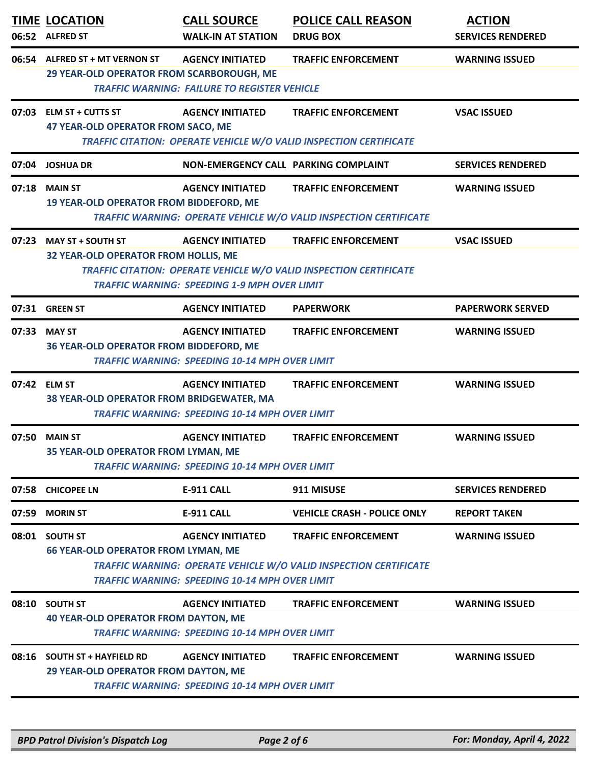| TIME | LOCATION | CALL SOURCE | POLICE CALL REASON | ACTION |
|---|---|---|---|---|
| 06:52 | ALFRED ST | WALK-IN AT STATION | DRUG BOX | SERVICES RENDERED |
| 06:54 | ALFRED ST + MT VERNON ST | AGENCY INITIATED | TRAFFIC ENFORCEMENT | WARNING ISSUED |
| | 29 YEAR-OLD OPERATOR FROM SCARBOROUGH, ME | | | |
| | *TRAFFIC WARNING: FAILURE TO REGISTER VEHICLE* | | | |
| 07:03 | ELM ST + CUTTS ST | AGENCY INITIATED | TRAFFIC ENFORCEMENT | VSAC ISSUED |
| | 47 YEAR-OLD OPERATOR FROM SACO, ME | | | |
| | *TRAFFIC CITATION: OPERATE VEHICLE W/O VALID INSPECTION CERTIFICATE* | | | |
| 07:04 | JOSHUA DR | NON-EMERGENCY CALL | PARKING COMPLAINT | SERVICES RENDERED |
| 07:18 | MAIN ST | AGENCY INITIATED | TRAFFIC ENFORCEMENT | WARNING ISSUED |
| | 19 YEAR-OLD OPERATOR FROM BIDDEFORD, ME | | | |
| | *TRAFFIC WARNING: OPERATE VEHICLE W/O VALID INSPECTION CERTIFICATE* | | | |
| 07:23 | MAY ST + SOUTH ST | AGENCY INITIATED | TRAFFIC ENFORCEMENT | VSAC ISSUED |
| | 32 YEAR-OLD OPERATOR FROM HOLLIS, ME | | | |
| | *TRAFFIC CITATION: OPERATE VEHICLE W/O VALID INSPECTION CERTIFICATE* | | | |
| | *TRAFFIC WARNING: SPEEDING 1-9 MPH OVER LIMIT* | | | |
| 07:31 | GREEN ST | AGENCY INITIATED | PAPERWORK | PAPERWORK SERVED |
| 07:33 | MAY ST | AGENCY INITIATED | TRAFFIC ENFORCEMENT | WARNING ISSUED |
| | 36 YEAR-OLD OPERATOR FROM BIDDEFORD, ME | | | |
| | *TRAFFIC WARNING: SPEEDING 10-14 MPH OVER LIMIT* | | | |
| 07:42 | ELM ST | AGENCY INITIATED | TRAFFIC ENFORCEMENT | WARNING ISSUED |
| | 38 YEAR-OLD OPERATOR FROM BRIDGEWATER, MA | | | |
| | *TRAFFIC WARNING: SPEEDING 10-14 MPH OVER LIMIT* | | | |
| 07:50 | MAIN ST | AGENCY INITIATED | TRAFFIC ENFORCEMENT | WARNING ISSUED |
| | 35 YEAR-OLD OPERATOR FROM LYMAN, ME | | | |
| | *TRAFFIC WARNING: SPEEDING 10-14 MPH OVER LIMIT* | | | |
| 07:58 | CHICOPEE LN | E-911 CALL | 911 MISUSE | SERVICES RENDERED |
| 07:59 | MORIN ST | E-911 CALL | VEHICLE CRASH - POLICE ONLY | REPORT TAKEN |
| 08:01 | SOUTH ST | AGENCY INITIATED | TRAFFIC ENFORCEMENT | WARNING ISSUED |
| | 66 YEAR-OLD OPERATOR FROM LYMAN, ME | | | |
| | *TRAFFIC WARNING: OPERATE VEHICLE W/O VALID INSPECTION CERTIFICATE* | | | |
| | *TRAFFIC WARNING: SPEEDING 10-14 MPH OVER LIMIT* | | | |
| 08:10 | SOUTH ST | AGENCY INITIATED | TRAFFIC ENFORCEMENT | WARNING ISSUED |
| | 40 YEAR-OLD OPERATOR FROM DAYTON, ME | | | |
| | *TRAFFIC WARNING: SPEEDING 10-14 MPH OVER LIMIT* | | | |
| 08:16 | SOUTH ST + HAYFIELD RD | AGENCY INITIATED | TRAFFIC ENFORCEMENT | WARNING ISSUED |
| | 29 YEAR-OLD OPERATOR FROM DAYTON, ME | | | |
| | *TRAFFIC WARNING: SPEEDING 10-14 MPH OVER LIMIT* | | | |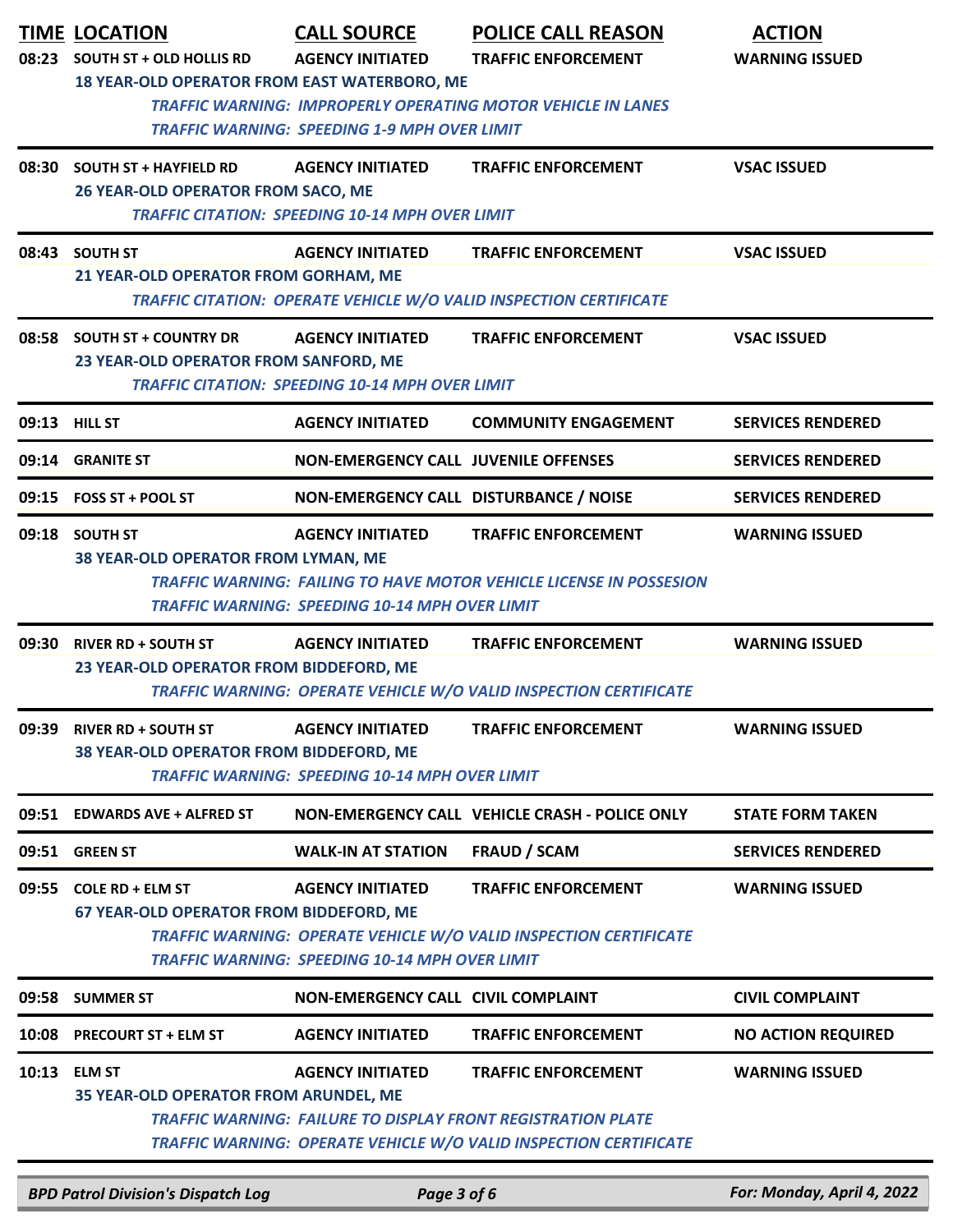| TIME | LOCATION | CALL SOURCE | POLICE CALL REASON | ACTION |
|---|---|---|---|---|
| 08:23 | SOUTH ST + OLD HOLLIS RD | AGENCY INITIATED | TRAFFIC ENFORCEMENT | WARNING ISSUED |
| | 18 YEAR-OLD OPERATOR FROM EAST WATERBORO, ME | | | |
| | *TRAFFIC WARNING: IMPROPERLY OPERATING MOTOR VEHICLE IN LANES* | | | |
| | *TRAFFIC WARNING: SPEEDING 1-9 MPH OVER LIMIT* | | | |
| 08:30 | SOUTH ST + HAYFIELD RD | AGENCY INITIATED | TRAFFIC ENFORCEMENT | VSAC ISSUED |
| | 26 YEAR-OLD OPERATOR FROM SACO, ME | | | |
| | *TRAFFIC CITATION: SPEEDING 10-14 MPH OVER LIMIT* | | | |
| 08:43 | SOUTH ST | AGENCY INITIATED | TRAFFIC ENFORCEMENT | VSAC ISSUED |
| | 21 YEAR-OLD OPERATOR FROM GORHAM, ME | | | |
| | *TRAFFIC CITATION: OPERATE VEHICLE W/O VALID INSPECTION CERTIFICATE* | | | |
| 08:58 | SOUTH ST + COUNTRY DR | AGENCY INITIATED | TRAFFIC ENFORCEMENT | VSAC ISSUED |
| | 23 YEAR-OLD OPERATOR FROM SANFORD, ME | | | |
| | *TRAFFIC CITATION: SPEEDING 10-14 MPH OVER LIMIT* | | | |
| 09:13 | HILL ST | AGENCY INITIATED | COMMUNITY ENGAGEMENT | SERVICES RENDERED |
| 09:14 | GRANITE ST | NON-EMERGENCY CALL | JUVENILE OFFENSES | SERVICES RENDERED |
| 09:15 | FOSS ST + POOL ST | NON-EMERGENCY CALL | DISTURBANCE / NOISE | SERVICES RENDERED |
| 09:18 | SOUTH ST | AGENCY INITIATED | TRAFFIC ENFORCEMENT | WARNING ISSUED |
| | 38 YEAR-OLD OPERATOR FROM LYMAN, ME | | | |
| | *TRAFFIC WARNING: FAILING TO HAVE MOTOR VEHICLE LICENSE IN POSSESION* | | | |
| | *TRAFFIC WARNING: SPEEDING 10-14 MPH OVER LIMIT* | | | |
| 09:30 | RIVER RD + SOUTH ST | AGENCY INITIATED | TRAFFIC ENFORCEMENT | WARNING ISSUED |
| | 23 YEAR-OLD OPERATOR FROM BIDDEFORD, ME | | | |
| | *TRAFFIC WARNING: OPERATE VEHICLE W/O VALID INSPECTION CERTIFICATE* | | | |
| 09:39 | RIVER RD + SOUTH ST | AGENCY INITIATED | TRAFFIC ENFORCEMENT | WARNING ISSUED |
| | 38 YEAR-OLD OPERATOR FROM BIDDEFORD, ME | | | |
| | *TRAFFIC WARNING: SPEEDING 10-14 MPH OVER LIMIT* | | | |
| 09:51 | EDWARDS AVE + ALFRED ST | NON-EMERGENCY CALL | VEHICLE CRASH - POLICE ONLY | STATE FORM TAKEN |
| 09:51 | GREEN ST | WALK-IN AT STATION | FRAUD / SCAM | SERVICES RENDERED |
| 09:55 | COLE RD + ELM ST | AGENCY INITIATED | TRAFFIC ENFORCEMENT | WARNING ISSUED |
| | 67 YEAR-OLD OPERATOR FROM BIDDEFORD, ME | | | |
| | *TRAFFIC WARNING: OPERATE VEHICLE W/O VALID INSPECTION CERTIFICATE* | | | |
| | *TRAFFIC WARNING: SPEEDING 10-14 MPH OVER LIMIT* | | | |
| 09:58 | SUMMER ST | NON-EMERGENCY CALL | CIVIL COMPLAINT | CIVIL COMPLAINT |
| 10:08 | PRECOURT ST + ELM ST | AGENCY INITIATED | TRAFFIC ENFORCEMENT | NO ACTION REQUIRED |
| 10:13 | ELM ST | AGENCY INITIATED | TRAFFIC ENFORCEMENT | WARNING ISSUED |
| | 35 YEAR-OLD OPERATOR FROM ARUNDEL, ME | | | |
| | *TRAFFIC WARNING: FAILURE TO DISPLAY FRONT REGISTRATION PLATE* | | | |
| | *TRAFFIC WARNING: OPERATE VEHICLE W/O VALID INSPECTION CERTIFICATE* | | | |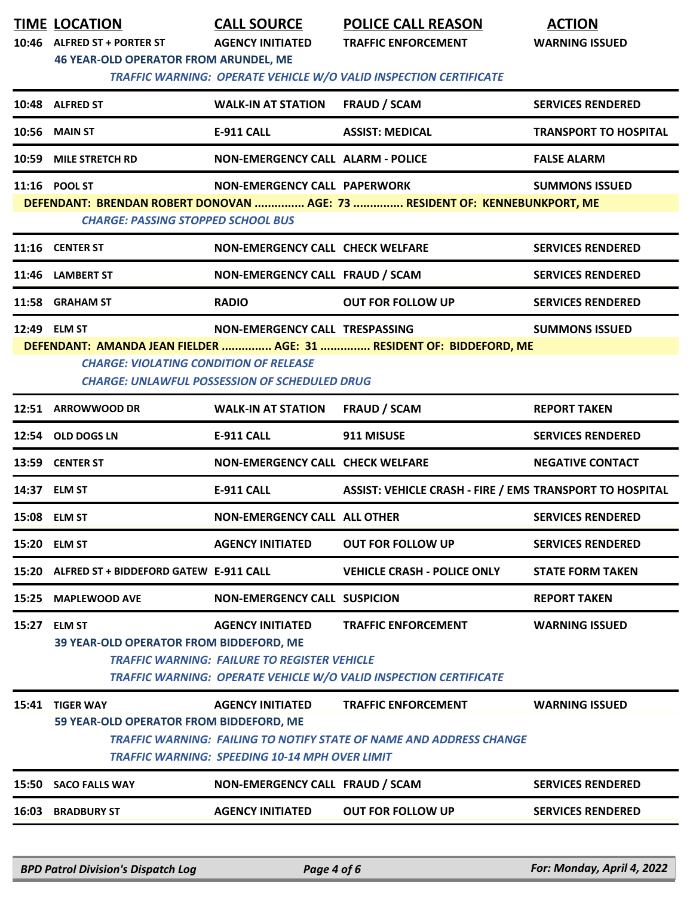| TIME | LOCATION | CALL SOURCE | POLICE CALL REASON | ACTION |
|---|---|---|---|---|
| 10:46 | ALFRED ST + PORTER ST | AGENCY INITIATED | TRAFFIC ENFORCEMENT | WARNING ISSUED |
| | 46 YEAR-OLD OPERATOR FROM ARUNDEL, ME | | | |
| | *TRAFFIC WARNING: OPERATE VEHICLE W/O VALID INSPECTION CERTIFICATE* | | | |
| 10:48 | ALFRED ST | WALK-IN AT STATION | FRAUD / SCAM | SERVICES RENDERED |
| 10:56 | MAIN ST | E-911 CALL | ASSIST: MEDICAL | TRANSPORT TO HOSPITAL |
| 10:59 | MILE STRETCH RD | NON-EMERGENCY CALL | ALARM - POLICE | FALSE ALARM |
| 11:16 | POOL ST | NON-EMERGENCY CALL | PAPERWORK | SUMMONS ISSUED |
| | DEFENDANT: BRENDAN ROBERT DONOVAN ............... AGE: 73 ............... RESIDENT OF: KENNEBUNKPORT, ME | | | |
| | *CHARGE: PASSING STOPPED SCHOOL BUS* | | | |
| 11:16 | CENTER ST | NON-EMERGENCY CALL | CHECK WELFARE | SERVICES RENDERED |
| 11:46 | LAMBERT ST | NON-EMERGENCY CALL | FRAUD / SCAM | SERVICES RENDERED |
| 11:58 | GRAHAM ST | RADIO | OUT FOR FOLLOW UP | SERVICES RENDERED |
| 12:49 | ELM ST | NON-EMERGENCY CALL | TRESPASSING | SUMMONS ISSUED |
| | DEFENDANT: AMANDA JEAN FIELDER ............... AGE: 31 ............... RESIDENT OF: BIDDEFORD, ME | | | |
| | *CHARGE: VIOLATING CONDITION OF RELEASE* | | | |
| | *CHARGE: UNLAWFUL POSSESSION OF SCHEDULED DRUG* | | | |
| 12:51 | ARROWWOOD DR | WALK-IN AT STATION | FRAUD / SCAM | REPORT TAKEN |
| 12:54 | OLD DOGS LN | E-911 CALL | 911 MISUSE | SERVICES RENDERED |
| 13:59 | CENTER ST | NON-EMERGENCY CALL | CHECK WELFARE | NEGATIVE CONTACT |
| 14:37 | ELM ST | E-911 CALL | ASSIST: VEHICLE CRASH - FIRE / EMS | TRANSPORT TO HOSPITAL |
| 15:08 | ELM ST | NON-EMERGENCY CALL | ALL OTHER | SERVICES RENDERED |
| 15:20 | ELM ST | AGENCY INITIATED | OUT FOR FOLLOW UP | SERVICES RENDERED |
| 15:20 | ALFRED ST + BIDDEFORD GATEW | E-911 CALL | VEHICLE CRASH - POLICE ONLY | STATE FORM TAKEN |
| 15:25 | MAPLEWOOD AVE | NON-EMERGENCY CALL | SUSPICION | REPORT TAKEN |
| 15:27 | ELM ST | AGENCY INITIATED | TRAFFIC ENFORCEMENT | WARNING ISSUED |
| | 39 YEAR-OLD OPERATOR FROM BIDDEFORD, ME | | | |
| | *TRAFFIC WARNING: FAILURE TO REGISTER VEHICLE* | | | |
| | *TRAFFIC WARNING: OPERATE VEHICLE W/O VALID INSPECTION CERTIFICATE* | | | |
| 15:41 | TIGER WAY | AGENCY INITIATED | TRAFFIC ENFORCEMENT | WARNING ISSUED |
| | 59 YEAR-OLD OPERATOR FROM BIDDEFORD, ME | | | |
| | *TRAFFIC WARNING: FAILING TO NOTIFY STATE OF NAME AND ADDRESS CHANGE* | | | |
| | *TRAFFIC WARNING: SPEEDING 10-14 MPH OVER LIMIT* | | | |
| 15:50 | SACO FALLS WAY | NON-EMERGENCY CALL | FRAUD / SCAM | SERVICES RENDERED |
| 16:03 | BRADBURY ST | AGENCY INITIATED | OUT FOR FOLLOW UP | SERVICES RENDERED |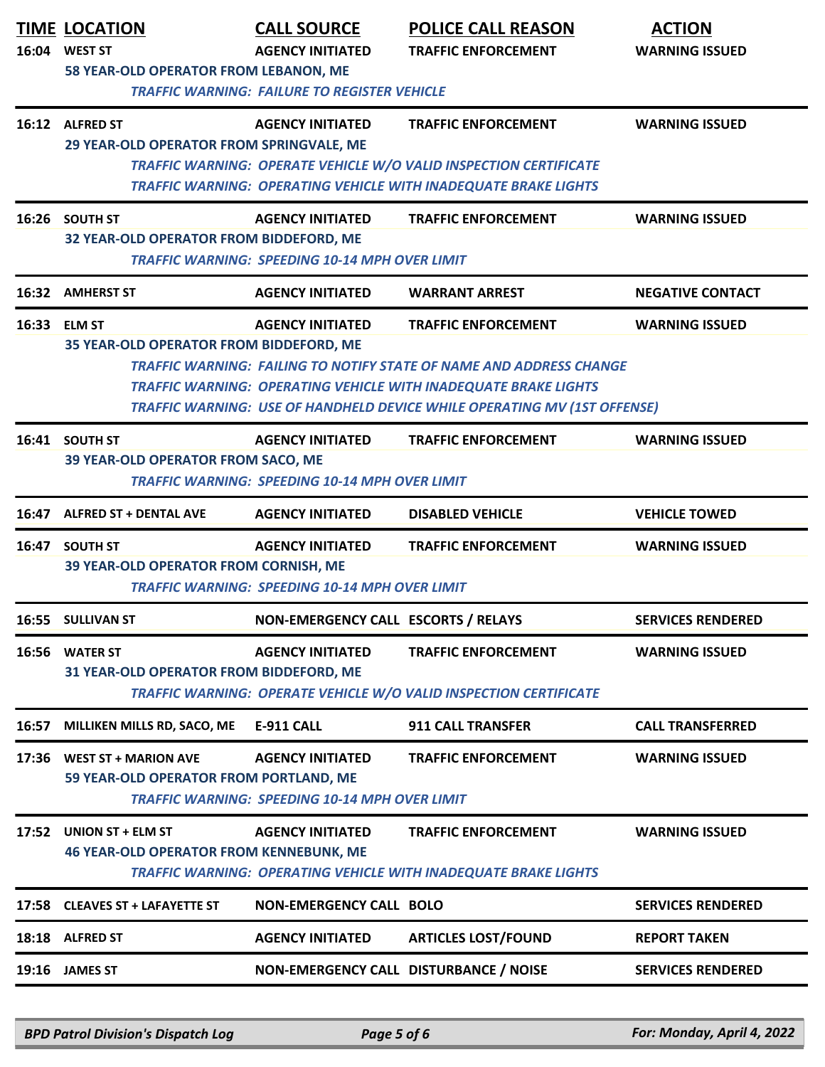| TIME | LOCATION | CALL SOURCE | POLICE CALL REASON | ACTION |
|---|---|---|---|---|
| 16:04 | WEST ST | AGENCY INITIATED | TRAFFIC ENFORCEMENT | WARNING ISSUED |
| | 58 YEAR-OLD OPERATOR FROM LEBANON, ME | | | |
| | *TRAFFIC WARNING: FAILURE TO REGISTER VEHICLE* | | | |
| 16:12 | ALFRED ST | AGENCY INITIATED | TRAFFIC ENFORCEMENT | WARNING ISSUED |
| | 29 YEAR-OLD OPERATOR FROM SPRINGVALE, ME | | | |
| | *TRAFFIC WARNING: OPERATE VEHICLE W/O VALID INSPECTION CERTIFICATE* | | | |
| | *TRAFFIC WARNING: OPERATING VEHICLE WITH INADEQUATE BRAKE LIGHTS* | | | |
| 16:26 | SOUTH ST | AGENCY INITIATED | TRAFFIC ENFORCEMENT | WARNING ISSUED |
| | 32 YEAR-OLD OPERATOR FROM BIDDEFORD, ME | | | |
| | *TRAFFIC WARNING: SPEEDING 10-14 MPH OVER LIMIT* | | | |
| 16:32 | AMHERST ST | AGENCY INITIATED | WARRANT ARREST | NEGATIVE CONTACT |
| 16:33 | ELM ST | AGENCY INITIATED | TRAFFIC ENFORCEMENT | WARNING ISSUED |
| | 35 YEAR-OLD OPERATOR FROM BIDDEFORD, ME | | | |
| | *TRAFFIC WARNING: FAILING TO NOTIFY STATE OF NAME AND ADDRESS CHANGE* | | | |
| | *TRAFFIC WARNING: OPERATING VEHICLE WITH INADEQUATE BRAKE LIGHTS* | | | |
| | *TRAFFIC WARNING: USE OF HANDHELD DEVICE WHILE OPERATING MV (1ST OFFENSE)* | | | |
| 16:41 | SOUTH ST | AGENCY INITIATED | TRAFFIC ENFORCEMENT | WARNING ISSUED |
| | 39 YEAR-OLD OPERATOR FROM SACO, ME | | | |
| | *TRAFFIC WARNING: SPEEDING 10-14 MPH OVER LIMIT* | | | |
| 16:47 | ALFRED ST + DENTAL AVE | AGENCY INITIATED | DISABLED VEHICLE | VEHICLE TOWED |
| 16:47 | SOUTH ST | AGENCY INITIATED | TRAFFIC ENFORCEMENT | WARNING ISSUED |
| | 39 YEAR-OLD OPERATOR FROM CORNISH, ME | | | |
| | *TRAFFIC WARNING: SPEEDING 10-14 MPH OVER LIMIT* | | | |
| 16:55 | SULLIVAN ST | NON-EMERGENCY CALL | ESCORTS / RELAYS | SERVICES RENDERED |
| 16:56 | WATER ST | AGENCY INITIATED | TRAFFIC ENFORCEMENT | WARNING ISSUED |
| | 31 YEAR-OLD OPERATOR FROM BIDDEFORD, ME | | | |
| | *TRAFFIC WARNING: OPERATE VEHICLE W/O VALID INSPECTION CERTIFICATE* | | | |
| 16:57 | MILLIKEN MILLS RD, SACO, ME | E-911 CALL | 911 CALL TRANSFER | CALL TRANSFERRED |
| 17:36 | WEST ST + MARION AVE | AGENCY INITIATED | TRAFFIC ENFORCEMENT | WARNING ISSUED |
| | 59 YEAR-OLD OPERATOR FROM PORTLAND, ME | | | |
| | *TRAFFIC WARNING: SPEEDING 10-14 MPH OVER LIMIT* | | | |
| 17:52 | UNION ST + ELM ST | AGENCY INITIATED | TRAFFIC ENFORCEMENT | WARNING ISSUED |
| | 46 YEAR-OLD OPERATOR FROM KENNEBUNK, ME | | | |
| | *TRAFFIC WARNING: OPERATING VEHICLE WITH INADEQUATE BRAKE LIGHTS* | | | |
| 17:58 | CLEAVES ST + LAFAYETTE ST | NON-EMERGENCY CALL | BOLO | SERVICES RENDERED |
| 18:18 | ALFRED ST | AGENCY INITIATED | ARTICLES LOST/FOUND | REPORT TAKEN |
| 19:16 | JAMES ST | NON-EMERGENCY CALL | DISTURBANCE / NOISE | SERVICES RENDERED |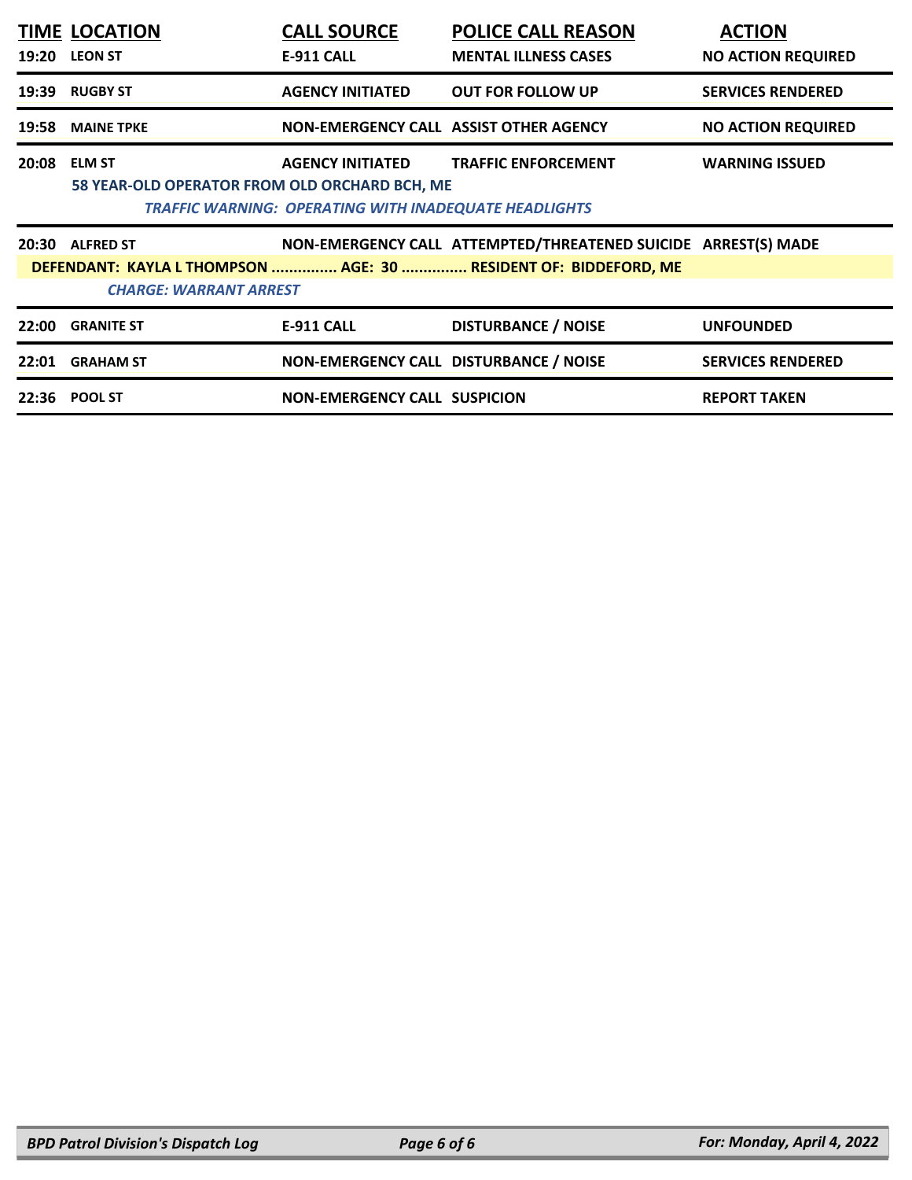| TIME | LOCATION | CALL SOURCE | POLICE CALL REASON | ACTION |
|---|---|---|---|---|
| 19:20 | LEON ST | E-911 CALL | MENTAL ILLNESS CASES | NO ACTION REQUIRED |
| 19:39 | RUGBY ST | AGENCY INITIATED | OUT FOR FOLLOW UP | SERVICES RENDERED |
| 19:58 | MAINE TPKE | NON-EMERGENCY CALL | ASSIST OTHER AGENCY | NO ACTION REQUIRED |
| 20:08 | ELM ST | AGENCY INITIATED | TRAFFIC ENFORCEMENT | WARNING ISSUED |
| | 58 YEAR-OLD OPERATOR FROM OLD ORCHARD BCH, ME | | | |
| | *TRAFFIC WARNING: OPERATING WITH INADEQUATE HEADLIGHTS* | | | |
| 20:30 | ALFRED ST | NON-EMERGENCY CALL | ATTEMPTED/THREATENED SUICIDE | ARREST(S) MADE |
| | DEFENDANT: KAYLA L THOMPSON ............... AGE: 30 ............... RESIDENT OF: BIDDEFORD, ME | | | |
| | *CHARGE: WARRANT ARREST* | | | |
| 22:00 | GRANITE ST | E-911 CALL | DISTURBANCE / NOISE | UNFOUNDED |
| 22:01 | GRAHAM ST | NON-EMERGENCY CALL | DISTURBANCE / NOISE | SERVICES RENDERED |
| 22:36 | POOL ST | NON-EMERGENCY CALL | SUSPICION | REPORT TAKEN |